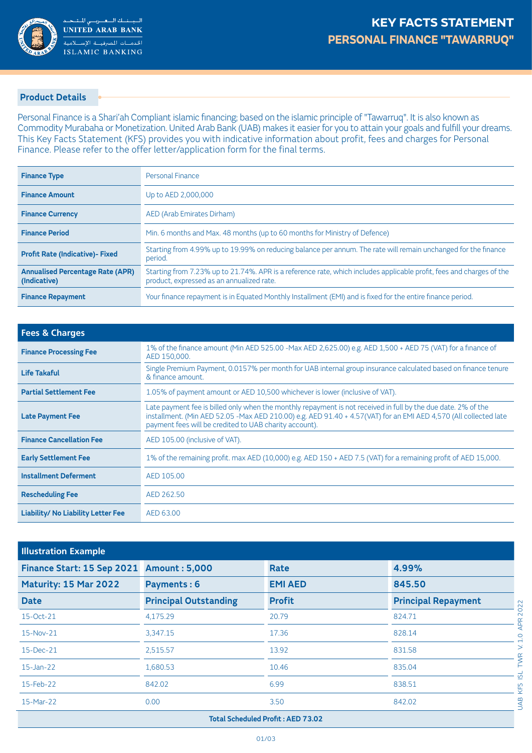# KEY FACTS STATEMENT
## PERSONAL FINANCE "TAWARRUQ"

### Product Details

Personal Finance is a Shari'ah Compliant islamic financing; based on the islamic principle of "Tawarruq". It is also known as Commodity Murabaha or Monetization. United Arab Bank (UAB) makes it easier for you to attain your goals and fulfill your dreams. This Key Facts Statement (KFS) provides you with indicative information about profit, fees and charges for Personal Finance. Please refer to the offer letter/application form for the final terms.

| | |
|---|---|
| **Finance Type** | Personal Finance |
| **Finance Amount** | Up to AED 2,000,000 |
| **Finance Currency** | AED (Arab Emirates Dirham) |
| **Finance Period** | Min. 6 months and Max. 48 months (up to 60 months for Ministry of Defence) |
| **Profit Rate (Indicative)- Fixed** | Starting from 4.99% up to 19.99% on reducing balance per annum. The rate will remain unchanged for the finance period. |
| **Annualised Percentage Rate (APR) (Indicative)** | Starting from 7.23% up to 21.74%. APR is a reference rate, which includes applicable profit, fees and charges of the product, expressed as an annualized rate. |
| **Finance Repayment** | Your finance repayment is in Equated Monthly Installment (EMI) and is fixed for the entire finance period. |

| Fees & Charges | |
|---|---|
| **Finance Processing Fee** | 1% of the finance amount (Min AED 525.00 -Max AED 2,625.00) e.g. AED 1,500 + AED 75 (VAT) for a finance of AED 150,000. |
| **Life Takaful** | Single Premium Payment, 0.0157% per month for UAB internal group insurance calculated based on finance tenure & finance amount. |
| **Partial Settlement Fee** | 1.05% of payment amount or AED 10,500 whichever is lower (inclusive of VAT). |
| **Late Payment Fee** | Late payment fee is billed only when the monthly repayment is not received in full by the due date. 2% of the installment. (Min AED 52.05 -Max AED 210.00) e.g. AED 91.40 + 4.57(VAT) for an EMI AED 4,570 (All collected late payment fees will be credited to UAB charity account). |
| **Finance Cancellation Fee** | AED 105.00 (inclusive of VAT). |
| **Early Settlement Fee** | 1% of the remaining profit. max AED (10,000) e.g. AED 150 + AED 7.5 (VAT) for a remaining profit of AED 15,000. |
| **Installment Deferment** | AED 105.00 |
| **Rescheduling Fee** | AED 262.50 |
| **Liability/ No Liability Letter Fee** | AED 63.00 |

### Illustration Example

| Finance Start: 15 Sep 2021 | Amount : 5,000 | Rate | 4.99% |
|---|---|---|---|
| **Maturity: 15 Mar 2022** | **Payments : 6** | **EMI AED** | **845.50** |
| **Date** | **Principal Outstanding** | **Profit** | **Principal Repayment** |
| 15-Oct-21 | 4,175.29 | 20.79 | 824.71 |
| 15-Nov-21 | 3,347.15 | 17.36 | 828.14 |
| 15-Dec-21 | 2,515.57 | 13.92 | 831.58 |
| 15-Jan-22 | 1,680.53 | 10.46 | 835.04 |
| 15-Feb-22 | 842.02 | 6.99 | 838.51 |
| 15-Mar-22 | 0.00 | 3.50 | 842.02 |
| **Total Scheduled Profit : AED 73.02** | | | |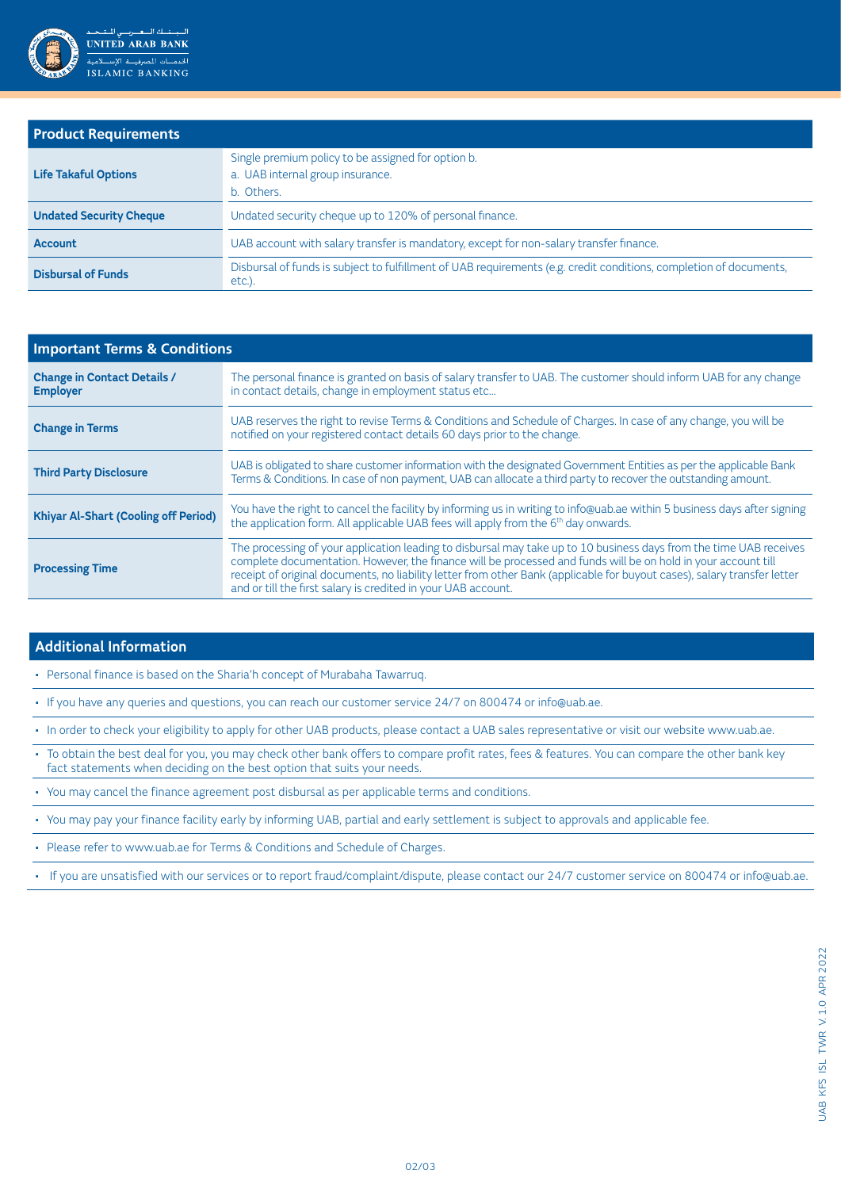| Product Requirements | |
|---|---|
| **Life Takaful Options** | Single premium policy to be assigned for option b.<br>a. UAB internal group insurance.<br>b. Others. |
| **Undated Security Cheque** | Undated security cheque up to 120% of personal finance. |
| **Account** | UAB account with salary transfer is mandatory, except for non-salary transfer finance. |
| **Disbursal of Funds** | Disbursal of funds is subject to fulfillment of UAB requirements (e.g. credit conditions, completion of documents, etc.). |

| Important Terms & Conditions | |
|---|---|
| **Change in Contact Details / Employer** | The personal finance is granted on basis of salary transfer to UAB. The customer should inform UAB for any change in contact details, change in employment status etc... |
| **Change in Terms** | UAB reserves the right to revise Terms & Conditions and Schedule of Charges. In case of any change, you will be notified on your registered contact details 60 days prior to the change. |
| **Third Party Disclosure** | UAB is obligated to share customer information with the designated Government Entities as per the applicable Bank Terms & Conditions. In case of non payment, UAB can allocate a third party to recover the outstanding amount. |
| **Khiyar Al-Shart (Cooling off Period)** | You have the right to cancel the facility by informing us in writing to info@uab.ae within 5 business days after signing the application form. All applicable UAB fees will apply from the 6th day onwards. |
| **Processing Time** | The processing of your application leading to disbursal may take up to 10 business days from the time UAB receives complete documentation. However, the finance will be processed and funds will be on hold in your account till receipt of original documents, no liability letter from other Bank (applicable for buyout cases), salary transfer letter and or till the first salary is credited in your UAB account. |

## Additional Information

- Personal finance is based on the Sharia'h concept of Murabaha Tawarruq.
- If you have any queries and questions, you can reach our customer service 24/7 on 800474 or info@uab.ae.
- In order to check your eligibility to apply for other UAB products, please contact a UAB sales representative or visit our website www.uab.ae.
- To obtain the best deal for you, you may check other bank offers to compare profit rates, fees & features. You can compare the other bank key fact statements when deciding on the best option that suits your needs.
- You may cancel the finance agreement post disbursal as per applicable terms and conditions.
- You may pay your finance facility early by informing UAB, partial and early settlement is subject to approvals and applicable fee.
- Please refer to www.uab.ae for Terms & Conditions and Schedule of Charges.
- If you are unsatisfied with our services or to report fraud/complaint/dispute, please contact our 24/7 customer service on 800474 or info@uab.ae.

UAB KFS ISL TWR V.1.0 APR 2022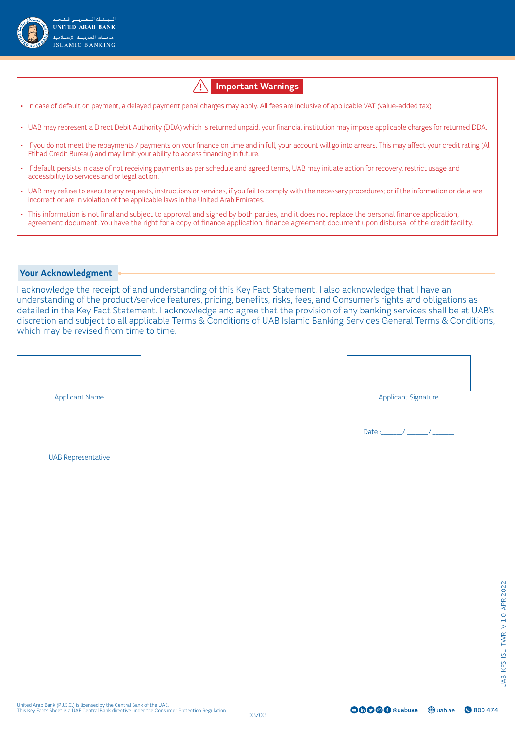## ⚠ Important Warnings

- In case of default on payment, a delayed payment penal charges may apply. All fees are inclusive of applicable VAT (value-added tax).
- UAB may represent a Direct Debit Authority (DDA) which is returned unpaid, your financial institution may impose applicable charges for returned DDA.
- If you do not meet the repayments / payments on your finance on time and in full, your account will go into arrears. This may affect your credit rating (Al Etihad Credit Bureau) and may limit your ability to access financing in future.
- If default persists in case of not receiving payments as per schedule and agreed terms, UAB may initiate action for recovery, restrict usage and accessibility to services and or legal action.
- UAB may refuse to execute any requests, instructions or services, if you fail to comply with the necessary procedures; or if the information or data are incorrect or are in violation of the applicable laws in the United Arab Emirates.
- This information is not final and subject to approval and signed by both parties, and it does not replace the personal finance application, agreement document. You have the right for a copy of finance application, finance agreement document upon disbursal of the credit facility.

## Your Acknowledgment

I acknowledge the receipt of and understanding of this Key Fact Statement. I also acknowledge that I have an understanding of the product/service features, pricing, benefits, risks, fees, and Consumer's rights and obligations as detailed in the Key Fact Statement. I acknowledge and agree that the provision of any banking services shall be at UAB's discretion and subject to all applicable Terms & Conditions of UAB Islamic Banking Services General Terms & Conditions, which may be revised from time to time.

Applicant Name

Applicant Signature

UAB Representative

Date :______/ ______/ ______

UAB KFS ISL TWR V.1.0 APR 2022

United Arab Bank (P.J.S.C.) is licensed by the Central Bank of the UAE.
This Key Facts Sheet is a UAE Central Bank directive under the Consumer Protection Regulation.

@uabuae | uab.ae | 800 474